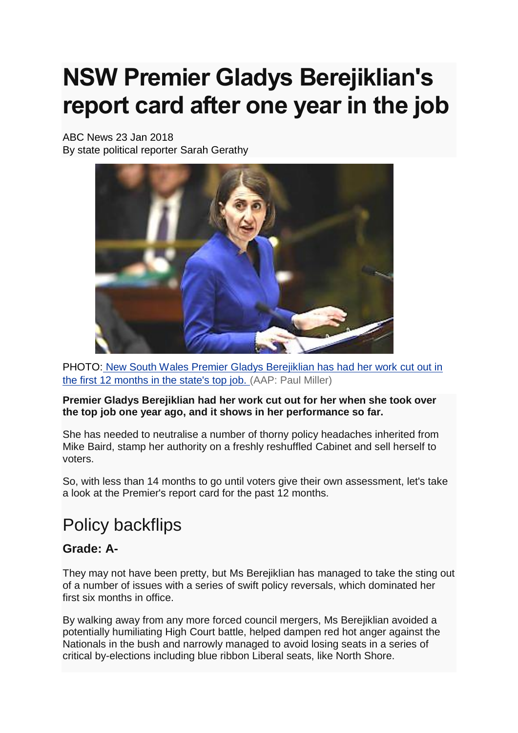# NSW Premier Gladys Berejiklian's report card after one year in the job

ABC News 23 Jan 2018
By state political reporter Sarah Gerathy

PHOTO: New South Wales Premier Gladys Berejiklian has had her work cut out in the first 12 months in the state's top job. (AAP: Paul Miller)

**Premier Gladys Berejiklian had her work cut out for her when she took over the top job one year ago, and it shows in her performance so far.**

She has needed to neutralise a number of thorny policy headaches inherited from Mike Baird, stamp her authority on a freshly reshuffled Cabinet and sell herself to voters.

So, with less than 14 months to go until voters give their own assessment, let's take a look at the Premier's report card for the past 12 months.

## Policy backflips

### Grade: A-

They may not have been pretty, but Ms Berejiklian has managed to take the sting out of a number of issues with a series of swift policy reversals, which dominated her first six months in office.

By walking away from any more forced council mergers, Ms Berejiklian avoided a potentially humiliating High Court battle, helped dampen red hot anger against the Nationals in the bush and narrowly managed to avoid losing seats in a series of critical by-elections including blue ribbon Liberal seats, like North Shore.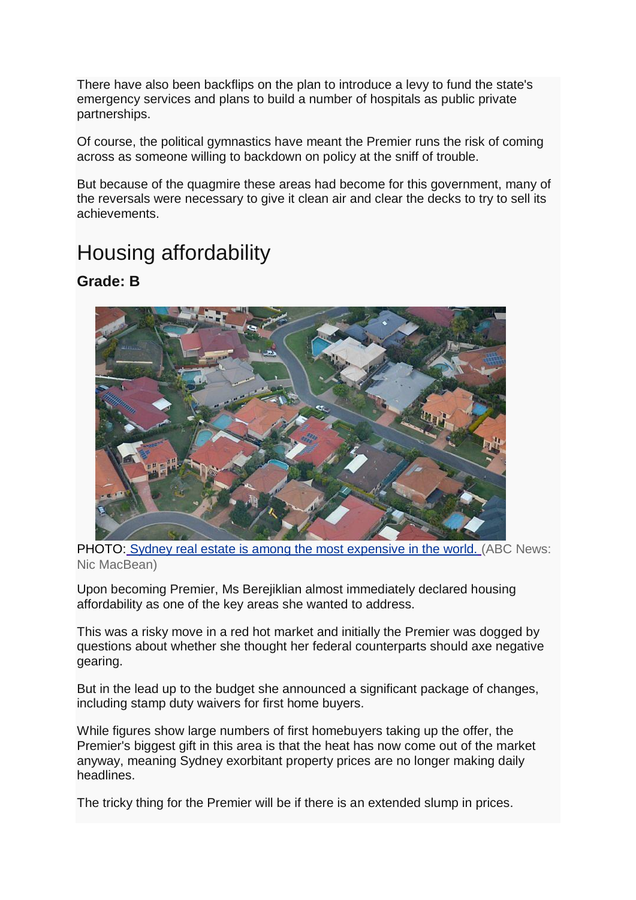There have also been backflips on the plan to introduce a levy to fund the state's emergency services and plans to build a number of hospitals as public private partnerships.

Of course, the political gymnastics have meant the Premier runs the risk of coming across as someone willing to backdown on policy at the sniff of trouble.

But because of the quagmire these areas had become for this government, many of the reversals were necessary to give it clean air and clear the decks to try to sell its achievements.

## Housing affordability

**Grade: B**

PHOTO: Sydney real estate is among the most expensive in the world. (ABC News: Nic MacBean)

Upon becoming Premier, Ms Berejiklian almost immediately declared housing affordability as one of the key areas she wanted to address.

This was a risky move in a red hot market and initially the Premier was dogged by questions about whether she thought her federal counterparts should axe negative gearing.

But in the lead up to the budget she announced a significant package of changes, including stamp duty waivers for first home buyers.

While figures show large numbers of first homebuyers taking up the offer, the Premier's biggest gift in this area is that the heat has now come out of the market anyway, meaning Sydney exorbitant property prices are no longer making daily headlines.

The tricky thing for the Premier will be if there is an extended slump in prices.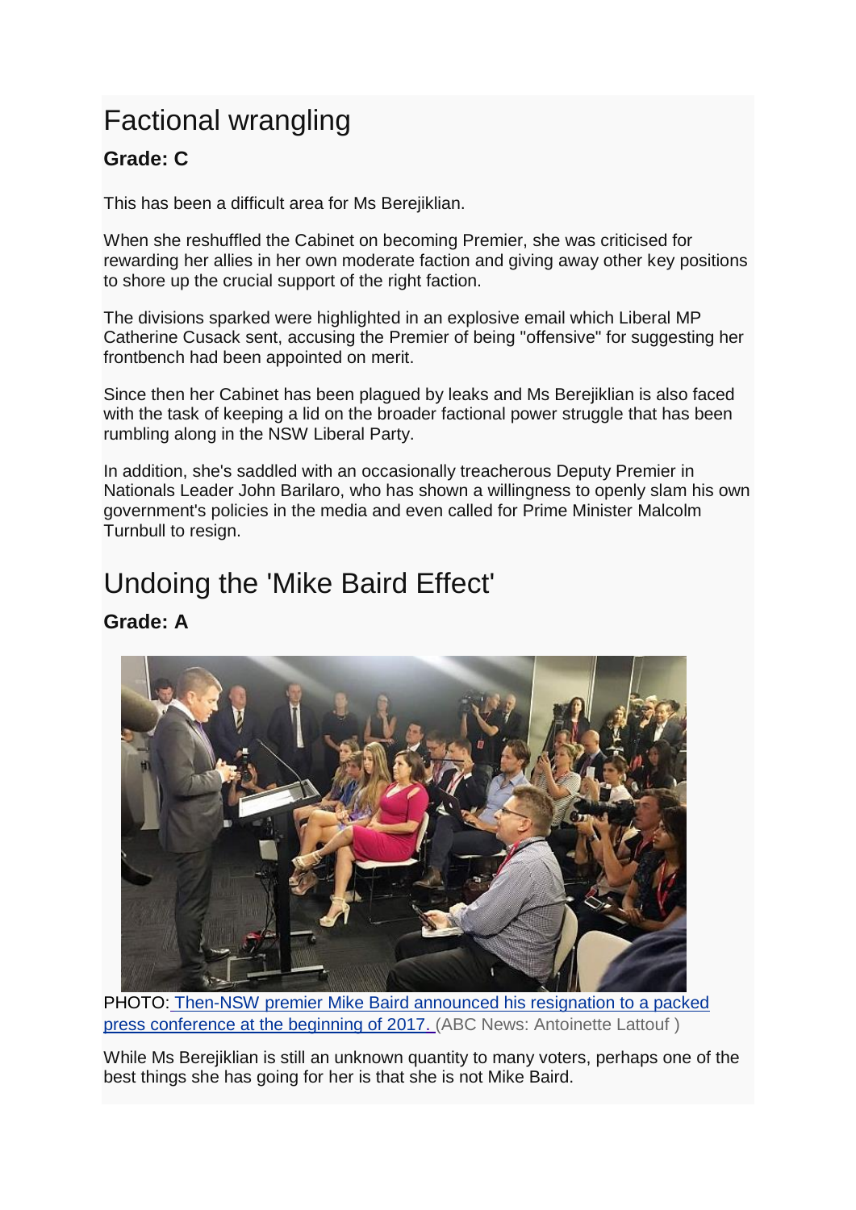## Factional wrangling

**Grade: C**

This has been a difficult area for Ms Berejiklian.

When she reshuffled the Cabinet on becoming Premier, she was criticised for rewarding her allies in her own moderate faction and giving away other key positions to shore up the crucial support of the right faction.

The divisions sparked were highlighted in an explosive email which Liberal MP Catherine Cusack sent, accusing the Premier of being "offensive" for suggesting her frontbench had been appointed on merit.

Since then her Cabinet has been plagued by leaks and Ms Berejiklian is also faced with the task of keeping a lid on the broader factional power struggle that has been rumbling along in the NSW Liberal Party.

In addition, she's saddled with an occasionally treacherous Deputy Premier in Nationals Leader John Barilaro, who has shown a willingness to openly slam his own government's policies in the media and even called for Prime Minister Malcolm Turnbull to resign.

## Undoing the 'Mike Baird Effect'

**Grade: A**

PHOTO: Then-NSW premier Mike Baird announced his resignation to a packed press conference at the beginning of 2017. (ABC News: Antoinette Lattouf )

While Ms Berejiklian is still an unknown quantity to many voters, perhaps one of the best things she has going for her is that she is not Mike Baird.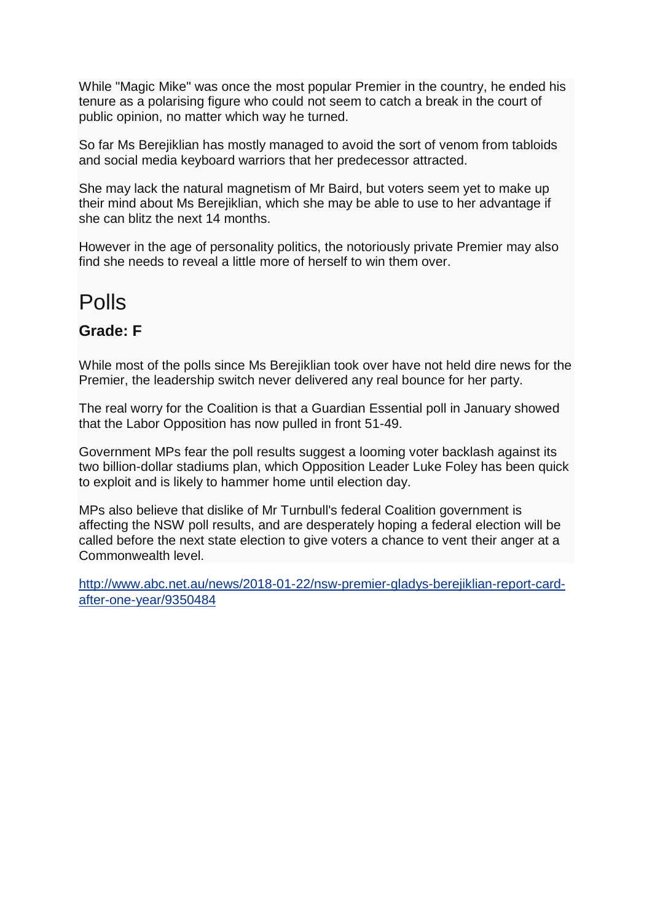While "Magic Mike" was once the most popular Premier in the country, he ended his tenure as a polarising figure who could not seem to catch a break in the court of public opinion, no matter which way he turned.

So far Ms Berejiklian has mostly managed to avoid the sort of venom from tabloids and social media keyboard warriors that her predecessor attracted.

She may lack the natural magnetism of Mr Baird, but voters seem yet to make up their mind about Ms Berejiklian, which she may be able to use to her advantage if she can blitz the next 14 months.

However in the age of personality politics, the notoriously private Premier may also find she needs to reveal a little more of herself to win them over.

# Polls

### Grade: F

While most of the polls since Ms Berejiklian took over have not held dire news for the Premier, the leadership switch never delivered any real bounce for her party.

The real worry for the Coalition is that a Guardian Essential poll in January showed that the Labor Opposition has now pulled in front 51-49.

Government MPs fear the poll results suggest a looming voter backlash against its two billion-dollar stadiums plan, which Opposition Leader Luke Foley has been quick to exploit and is likely to hammer home until election day.

MPs also believe that dislike of Mr Turnbull's federal Coalition government is affecting the NSW poll results, and are desperately hoping a federal election will be called before the next state election to give voters a chance to vent their anger at a Commonwealth level.

[http://www.abc.net.au/news/2018-01-22/nsw-premier-gladys-berejiklian-report-card-after-one-year/9350484](http://www.abc.net.au/news/2018-01-22/nsw-premier-gladys-berejiklian-report-card-after-one-year/9350484)